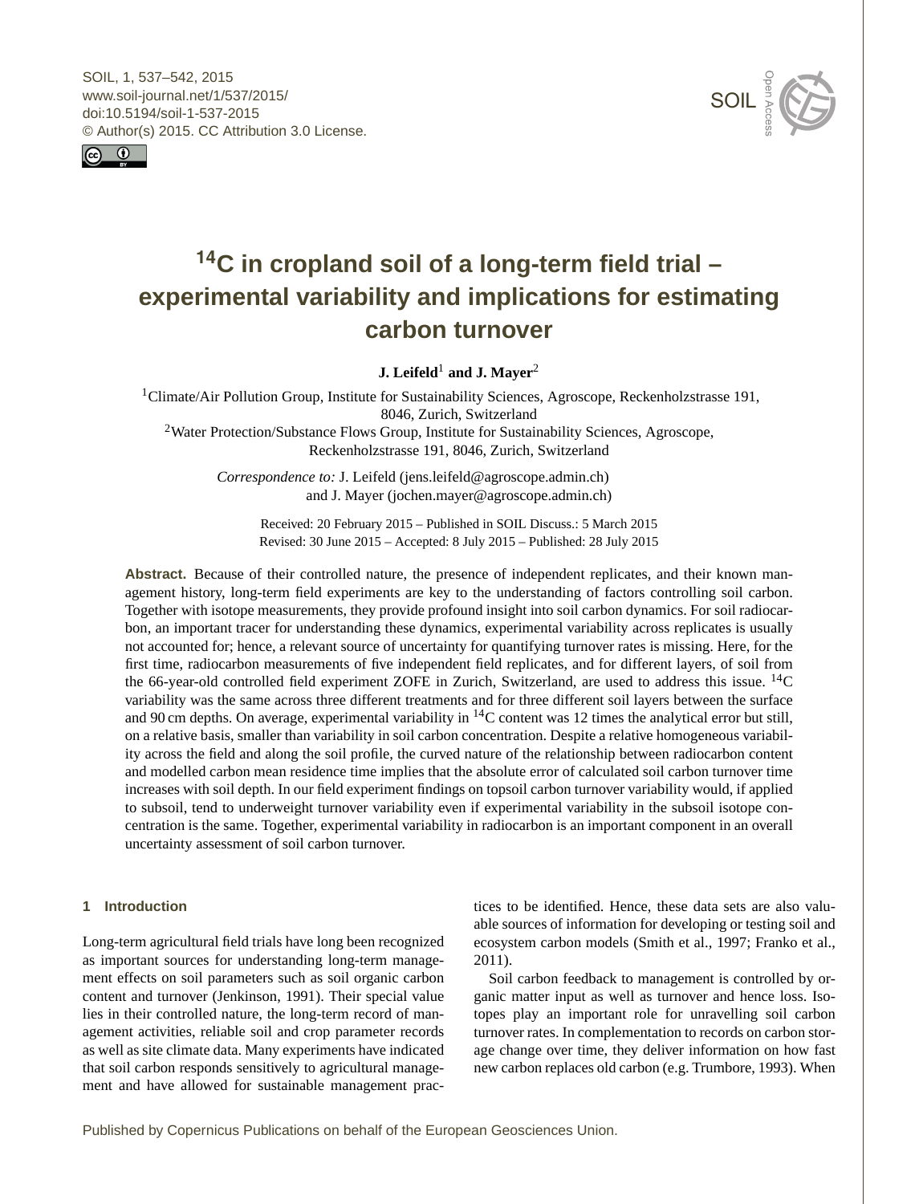# $^{14}$C in cropland soil of a long-term field trial – experimental variability and implications for estimating carbon turnover

**J. Leifeld**[1] **and J. Mayer**[2]

[1]Climate/Air Pollution Group, Institute for Sustainability Sciences, Agroscope, Reckenholzstrasse 191, 8046, Zurich, Switzerland

[2]Water Protection/Substance Flows Group, Institute for Sustainability Sciences, Agroscope, Reckenholzstrasse 191, 8046, Zurich, Switzerland

*Correspondence to:* J. Leifeld (jens.leifeld@agroscope.admin.ch) and J. Mayer (jochen.mayer@agroscope.admin.ch)

Received: 20 February 2015 – Published in SOIL Discuss.: 5 March 2015
Revised: 30 June 2015 – Accepted: 8 July 2015 – Published: 28 July 2015

**Abstract.** Because of their controlled nature, the presence of independent replicates, and their known management history, long-term field experiments are key to the understanding of factors controlling soil carbon. Together with isotope measurements, they provide profound insight into soil carbon dynamics. For soil radiocarbon, an important tracer for understanding these dynamics, experimental variability across replicates is usually not accounted for; hence, a relevant source of uncertainty for quantifying turnover rates is missing. Here, for the first time, radiocarbon measurements of five independent field replicates, and for different layers, of soil from the 66-year-old controlled field experiment ZOFE in Zurich, Switzerland, are used to address this issue. $^{14}$C variability was the same across three different treatments and for three different soil layers between the surface and 90 cm depths. On average, experimental variability in $^{14}$C content was 12 times the analytical error but still, on a relative basis, smaller than variability in soil carbon concentration. Despite a relative homogeneous variability across the field and along the soil profile, the curved nature of the relationship between radiocarbon content and modelled carbon mean residence time implies that the absolute error of calculated soil carbon turnover time increases with soil depth. In our field experiment findings on topsoil carbon turnover variability would, if applied to subsoil, tend to underweight turnover variability even if experimental variability in the subsoil isotope concentration is the same. Together, experimental variability in radiocarbon is an important component in an overall uncertainty assessment of soil carbon turnover.

## 1 Introduction

Long-term agricultural field trials have long been recognized as important sources for understanding long-term management effects on soil parameters such as soil organic carbon content and turnover (Jenkinson, 1991). Their special value lies in their controlled nature, the long-term record of management activities, reliable soil and crop parameter records as well as site climate data. Many experiments have indicated that soil carbon responds sensitively to agricultural management and have allowed for sustainable management practices to be identified. Hence, these data sets are also valuable sources of information for developing or testing soil and ecosystem carbon models (Smith et al., 1997; Franko et al., 2011).

Soil carbon feedback to management is controlled by organic matter input as well as turnover and hence loss. Isotopes play an important role for unravelling soil carbon turnover rates. In complementation to records on carbon storage change over time, they deliver information on how fast new carbon replaces old carbon (e.g. Trumbore, 1993). When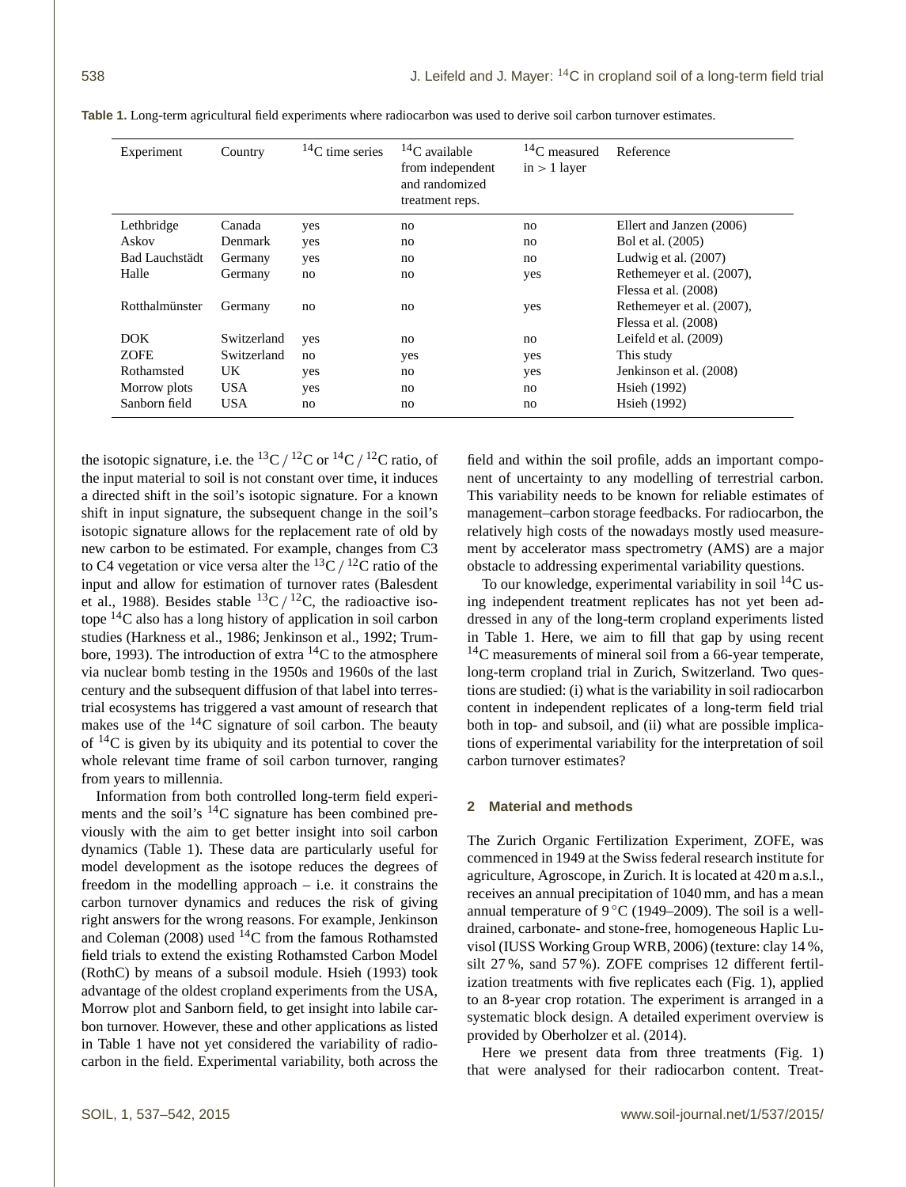**Table 1.** Long-term agricultural field experiments where radiocarbon was used to derive soil carbon turnover estimates.

| Experiment | Country | $^{14}$C time series | $^{14}$C available from independent and randomized treatment reps. | $^{14}$C measured in > 1 layer | Reference |
|---|---|---|---|---|---|
| Lethbridge | Canada | yes | no | no | Ellert and Janzen (2006) |
| Askov | Denmark | yes | no | no | Bol et al. (2005) |
| Bad Lauchstädt | Germany | yes | no | no | Ludwig et al. (2007) |
| Halle | Germany | no | no | yes | Rethemeyer et al. (2007), Flessa et al. (2008) |
| Rotthalmünster | Germany | no | no | yes | Rethemeyer et al. (2007), Flessa et al. (2008) |
| DOK | Switzerland | yes | no | no | Leifeld et al. (2009) |
| ZOFE | Switzerland | no | yes | yes | This study |
| Rothamsted | UK | yes | no | yes | Jenkinson et al. (2008) |
| Morrow plots | USA | yes | no | no | Hsieh (1992) |
| Sanborn field | USA | no | no | no | Hsieh (1992) |

the isotopic signature, i.e. the $^{13}$C / $^{12}$C or $^{14}$C / $^{12}$C ratio, of the input material to soil is not constant over time, it induces a directed shift in the soil's isotopic signature. For a known shift in input signature, the subsequent change in the soil's isotopic signature allows for the replacement rate of old by new carbon to be estimated. For example, changes from C3 to C4 vegetation or vice versa alter the $^{13}$C / $^{12}$C ratio of the input and allow for estimation of turnover rates (Balesdent et al., 1988). Besides stable $^{13}$C / $^{12}$C, the radioactive isotope $^{14}$C also has a long history of application in soil carbon studies (Harkness et al., 1986; Jenkinson et al., 1992; Trumbore, 1993). The introduction of extra $^{14}$C to the atmosphere via nuclear bomb testing in the 1950s and 1960s of the last century and the subsequent diffusion of that label into terrestrial ecosystems has triggered a vast amount of research that makes use of the $^{14}$C signature of soil carbon. The beauty of $^{14}$C is given by its ubiquity and its potential to cover the whole relevant time frame of soil carbon turnover, ranging from years to millennia.

Information from both controlled long-term field experiments and the soil's $^{14}$C signature has been combined previously with the aim to get better insight into soil carbon dynamics (Table 1). These data are particularly useful for model development as the isotope reduces the degrees of freedom in the modelling approach – i.e. it constrains the carbon turnover dynamics and reduces the risk of giving right answers for the wrong reasons. For example, Jenkinson and Coleman (2008) used $^{14}$C from the famous Rothamsted field trials to extend the existing Rothamsted Carbon Model (RothC) by means of a subsoil module. Hsieh (1993) took advantage of the oldest cropland experiments from the USA, Morrow plot and Sanborn field, to get insight into labile carbon turnover. However, these and other applications as listed in Table 1 have not yet considered the variability of radiocarbon in the field. Experimental variability, both across the field and within the soil profile, adds an important component of uncertainty to any modelling of terrestrial carbon. This variability needs to be known for reliable estimates of management–carbon storage feedbacks. For radiocarbon, the relatively high costs of the nowadays mostly used measurement by accelerator mass spectrometry (AMS) are a major obstacle to addressing experimental variability questions.

To our knowledge, experimental variability in soil $^{14}$C using independent treatment replicates has not yet been addressed in any of the long-term cropland experiments listed in Table 1. Here, we aim to fill that gap by using recent $^{14}$C measurements of mineral soil from a 66-year temperate, long-term cropland trial in Zurich, Switzerland. Two questions are studied: (i) what is the variability in soil radiocarbon content in independent replicates of a long-term field trial both in top- and subsoil, and (ii) what are possible implications of experimental variability for the interpretation of soil carbon turnover estimates?

## 2 Material and methods

The Zurich Organic Fertilization Experiment, ZOFE, was commenced in 1949 at the Swiss federal research institute for agriculture, Agroscope, in Zurich. It is located at 420 m a.s.l., receives an annual precipitation of 1040 mm, and has a mean annual temperature of 9 °C (1949–2009). The soil is a well-drained, carbonate- and stone-free, homogeneous Haplic Luvisol (IUSS Working Group WRB, 2006) (texture: clay 14 %, silt 27 %, sand 57 %). ZOFE comprises 12 different fertilization treatments with five replicates each (Fig. 1), applied to an 8-year crop rotation. The experiment is arranged in a systematic block design. A detailed experiment overview is provided by Oberholzer et al. (2014).

Here we present data from three treatments (Fig. 1) that were analysed for their radiocarbon content. Treat-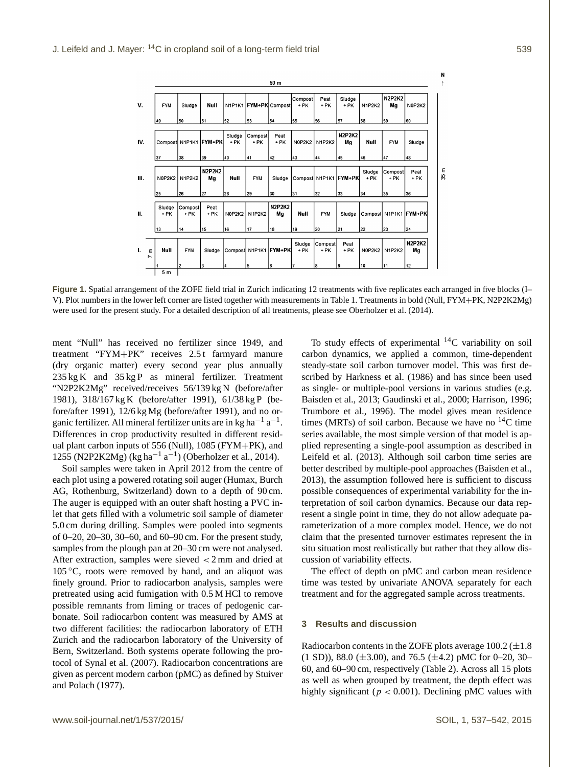**Figure 1.** Spatial arrangement of the ZOFE field trial in Zurich indicating 12 treatments with five replicates each arranged in five blocks (I–V). Plot numbers in the lower left corner are listed together with measurements in Table 1. Treatments in bold (Null, FYM+PK, N2P2K2Mg) were used for the present study. For a detailed description of all treatments, please see Oberholzer et al. (2014).

ment "Null" has received no fertilizer since 1949, and treatment "FYM+PK" receives 2.5 t farmyard manure (dry organic matter) every second year plus annually 235 kg K and 35 kg P as mineral fertilizer. Treatment "N2P2K2Mg" received/receives 56/139 kg N (before/after 1981), 318/167 kg K (before/after 1991), 61/38 kg P (before/after 1991), 12/6 kg Mg (before/after 1991), and no organic fertilizer. All mineral fertilizer units are in kg $ha^{-1}$ $a^{-1}$. Differences in crop productivity resulted in different residual plant carbon inputs of 556 (Null), 1085 (FYM+PK), and 1255 (N2P2K2Mg) (kg $ha^{-1}$ $a^{-1}$) (Oberholzer et al., 2014).

Soil samples were taken in April 2012 from the centre of each plot using a powered rotating soil auger (Humax, Burch AG, Rothenburg, Switzerland) down to a depth of 90 cm. The auger is equipped with an outer shaft hosting a PVC inlet that gets filled with a volumetric soil sample of diameter 5.0 cm during drilling. Samples were pooled into segments of 0–20, 20–30, 30–60, and 60–90 cm. For the present study, samples from the plough pan at 20–30 cm were not analysed. After extraction, samples were sieved < 2 mm and dried at 105 °C, roots were removed by hand, and an aliquot was finely ground. Prior to radiocarbon analysis, samples were pretreated using acid fumigation with 0.5 M HCl to remove possible remnants from liming or traces of pedogenic carbonate. Soil radiocarbon content was measured by AMS at two different facilities: the radiocarbon laboratory of ETH Zurich and the radiocarbon laboratory of the University of Bern, Switzerland. Both systems operate following the protocol of Synal et al. (2007). Radiocarbon concentrations are given as percent modern carbon (pMC) as defined by Stuiver and Polach (1977).

To study effects of experimental $^{14}C$ variability on soil carbon dynamics, we applied a common, time-dependent steady-state soil carbon turnover model. This was first described by Harkness et al. (1986) and has since been used as single- or multiple-pool versions in various studies (e.g. Baisden et al., 2013; Gaudinski et al., 2000; Harrison, 1996; Trumbore et al., 1996). The model gives mean residence times (MRTs) of soil carbon. Because we have no $^{14}C$ time series available, the most simple version of that model is applied representing a single-pool assumption as described in Leifeld et al. (2013). Although soil carbon time series are better described by multiple-pool approaches (Baisden et al., 2013), the assumption followed here is sufficient to discuss possible consequences of experimental variability for the interpretation of soil carbon dynamics. Because our data represent a single point in time, they do not allow adequate parameterization of a more complex model. Hence, we do not claim that the presented turnover estimates represent the in situ situation most realistically but rather that they allow discussion of variability effects.

The effect of depth on pMC and carbon mean residence time was tested by univariate ANOVA separately for each treatment and for the aggregated sample across treatments.

## 3 Results and discussion

Radiocarbon contents in the ZOFE plots average 100.2 (±1.8 (1 SD)), 88.0 (±3.00), and 76.5 (±4.2) pMC for 0–20, 30–60, and 60–90 cm, respectively (Table 2). Across all 15 plots as well as when grouped by treatment, the depth effect was highly significant ($p < 0.001$). Declining pMC values with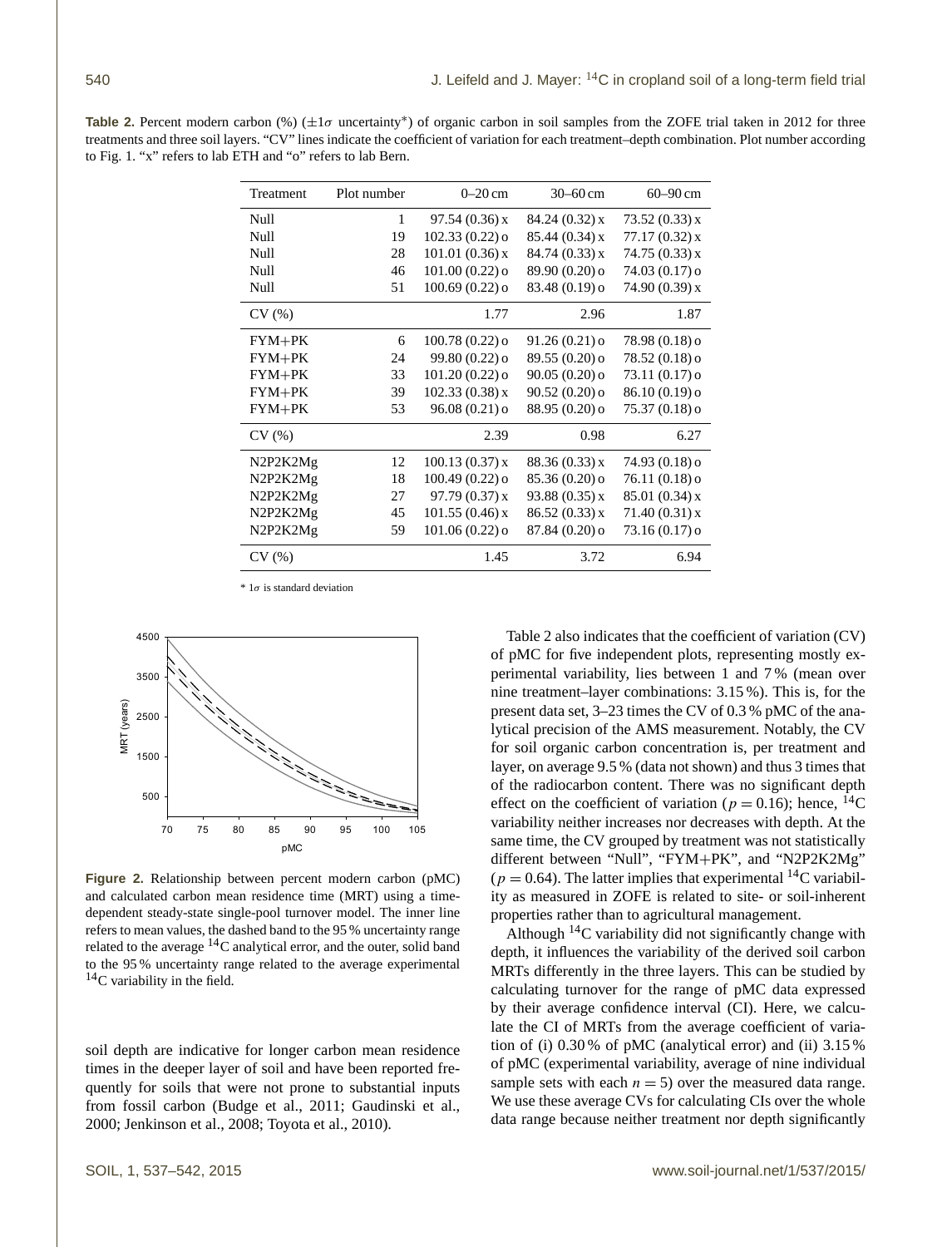**Table 2.** Percent modern carbon (%) ($\pm 1\sigma$ uncertainty*) of organic carbon in soil samples from the ZOFE trial taken in 2012 for three treatments and three soil layers. "CV" lines indicate the coefficient of variation for each treatment–depth combination. Plot number according to Fig. 1. "x" refers to lab ETH and "o" refers to lab Bern.

| Treatment | Plot number | 0–20 cm | 30–60 cm | 60–90 cm |
|---|---|---|---|---|
| Null | 1 | 97.54 (0.36) x | 84.24 (0.32) x | 73.52 (0.33) x |
| Null | 19 | 102.33 (0.22) o | 85.44 (0.34) x | 77.17 (0.32) x |
| Null | 28 | 101.01 (0.36) x | 84.74 (0.33) x | 74.75 (0.33) x |
| Null | 46 | 101.00 (0.22) o | 89.90 (0.20) o | 74.03 (0.17) o |
| Null | 51 | 100.69 (0.22) o | 83.48 (0.19) o | 74.90 (0.39) x |
| CV (%) | | 1.77 | 2.96 | 1.87 |
| FYM+PK | 6 | 100.78 (0.22) o | 91.26 (0.21) o | 78.98 (0.18) o |
| FYM+PK | 24 | 99.80 (0.22) o | 89.55 (0.20) o | 78.52 (0.18) o |
| FYM+PK | 33 | 101.20 (0.22) o | 90.05 (0.20) o | 73.11 (0.17) o |
| FYM+PK | 39 | 102.33 (0.38) x | 90.52 (0.20) o | 86.10 (0.19) o |
| FYM+PK | 53 | 96.08 (0.21) o | 88.95 (0.20) o | 75.37 (0.18) o |
| CV (%) | | 2.39 | 0.98 | 6.27 |
| N2P2K2Mg | 12 | 100.13 (0.37) x | 88.36 (0.33) x | 74.93 (0.18) o |
| N2P2K2Mg | 18 | 100.49 (0.22) o | 85.36 (0.20) o | 76.11 (0.18) o |
| N2P2K2Mg | 27 | 97.79 (0.37) x | 93.88 (0.35) x | 85.01 (0.34) x |
| N2P2K2Mg | 45 | 101.55 (0.46) x | 86.52 (0.33) x | 71.40 (0.31) x |
| N2P2K2Mg | 59 | 101.06 (0.22) o | 87.84 (0.20) o | 73.16 (0.17) o |
| CV (%) | | 1.45 | 3.72 | 6.94 |

\* $1\sigma$ is standard deviation

**Figure 2.** Relationship between percent modern carbon (pMC) and calculated carbon mean residence time (MRT) using a time-dependent steady-state single-pool turnover model. The inner line refers to mean values, the dashed band to the 95 % uncertainty range related to the average $^{14}C$ analytical error, and the outer, solid band to the 95 % uncertainty range related to the average experimental $^{14}C$ variability in the field.

soil depth are indicative for longer carbon mean residence times in the deeper layer of soil and have been reported frequently for soils that were not prone to substantial inputs from fossil carbon (Budge et al., 2011; Gaudinski et al., 2000; Jenkinson et al., 2008; Toyota et al., 2010).

Table 2 also indicates that the coefficient of variation (CV) of pMC for five independent plots, representing mostly experimental variability, lies between 1 and 7 % (mean over nine treatment–layer combinations: 3.15 %). This is, for the present data set, 3–23 times the CV of 0.3 % pMC of the analytical precision of the AMS measurement. Notably, the CV for soil organic carbon concentration is, per treatment and layer, on average 9.5 % (data not shown) and thus 3 times that of the radiocarbon content. There was no significant depth effect on the coefficient of variation ($p = 0.16$); hence, $^{14}C$ variability neither increases nor decreases with depth. At the same time, the CV grouped by treatment was not statistically different between "Null", "FYM+PK", and "N2P2K2Mg" ($p = 0.64$). The latter implies that experimental $^{14}C$ variability as measured in ZOFE is related to site- or soil-inherent properties rather than to agricultural management.

Although $^{14}C$ variability did not significantly change with depth, it influences the variability of the derived soil carbon MRTs differently in the three layers. This can be studied by calculating turnover for the range of pMC data expressed by their average confidence interval (CI). Here, we calculate the CI of MRTs from the average coefficient of variation of (i) 0.30 % of pMC (analytical error) and (ii) 3.15 % of pMC (experimental variability, average of nine individual sample sets with each $n = 5$) over the measured data range. We use these average CVs for calculating CIs over the whole data range because neither treatment nor depth significantly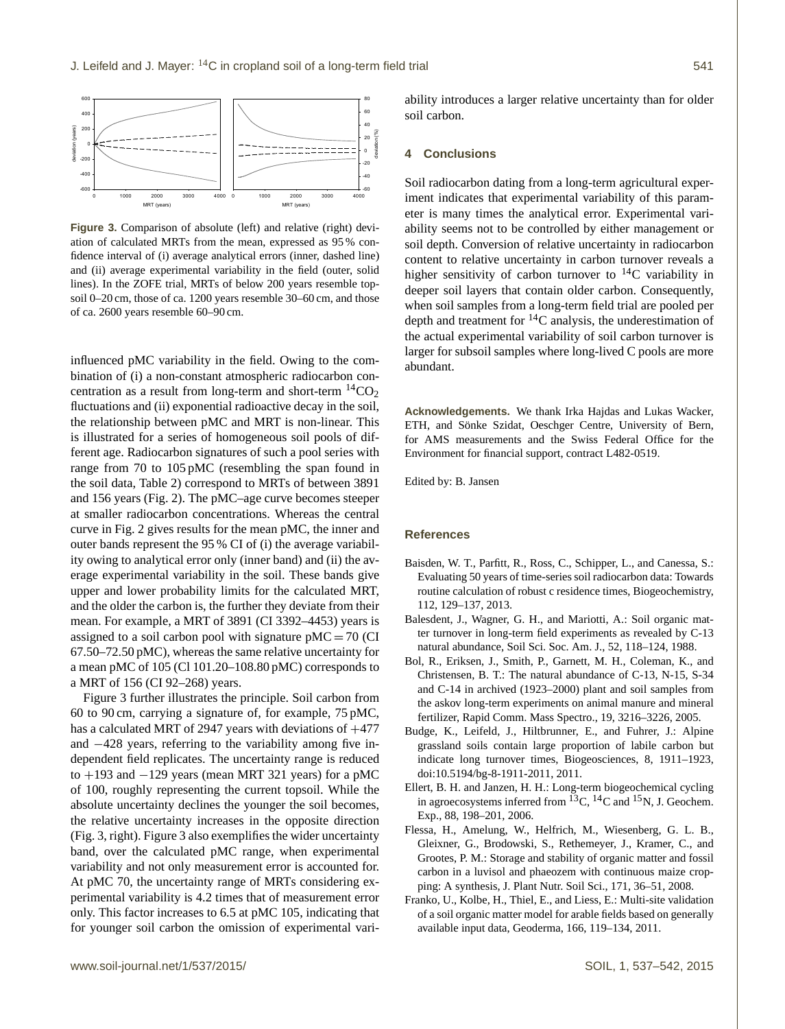**Figure 3.** Comparison of absolute (left) and relative (right) deviation of calculated MRTs from the mean, expressed as 95 % confidence interval of (i) average analytical errors (inner, dashed line) and (ii) average experimental variability in the field (outer, solid lines). In the ZOFE trial, MRTs of below 200 years resemble topsoil 0–20 cm, those of ca. 1200 years resemble 30–60 cm, and those of ca. 2600 years resemble 60–90 cm.

influenced pMC variability in the field. Owing to the combination of (i) a non-constant atmospheric radiocarbon concentration as a result from long-term and short-term $^{14}CO_2$ fluctuations and (ii) exponential radioactive decay in the soil, the relationship between pMC and MRT is non-linear. This is illustrated for a series of homogeneous soil pools of different age. Radiocarbon signatures of such a pool series with range from 70 to 105 pMC (resembling the span found in the soil data, Table 2) correspond to MRTs of between 3891 and 156 years (Fig. 2). The pMC–age curve becomes steeper at smaller radiocarbon concentrations. Whereas the central curve in Fig. 2 gives results for the mean pMC, the inner and outer bands represent the 95 % CI of (i) the average variability owing to analytical error only (inner band) and (ii) the average experimental variability in the soil. These bands give upper and lower probability limits for the calculated MRT, and the older the carbon is, the further they deviate from their mean. For example, a MRT of 3891 (CI 3392–4453) years is assigned to a soil carbon pool with signature pMC = 70 (CI 67.50–72.50 pMC), whereas the same relative uncertainty for a mean pMC of 105 (Cl 101.20–108.80 pMC) corresponds to a MRT of 156 (CI 92–268) years.

Figure 3 further illustrates the principle. Soil carbon from 60 to 90 cm, carrying a signature of, for example, 75 pMC, has a calculated MRT of 2947 years with deviations of +477 and −428 years, referring to the variability among five independent field replicates. The uncertainty range is reduced to +193 and −129 years (mean MRT 321 years) for a pMC of 100, roughly representing the current topsoil. While the absolute uncertainty declines the younger the soil becomes, the relative uncertainty increases in the opposite direction (Fig. 3, right). Figure 3 also exemplifies the wider uncertainty band, over the calculated pMC range, when experimental variability and not only measurement error is accounted for. At pMC 70, the uncertainty range of MRTs considering experimental variability is 4.2 times that of measurement error only. This factor increases to 6.5 at pMC 105, indicating that for younger soil carbon the omission of experimental variability introduces a larger relative uncertainty than for older soil carbon.

## 4 Conclusions

Soil radiocarbon dating from a long-term agricultural experiment indicates that experimental variability of this parameter is many times the analytical error. Experimental variability seems not to be controlled by either management or soil depth. Conversion of relative uncertainty in radiocarbon content to relative uncertainty in carbon turnover reveals a higher sensitivity of carbon turnover to $^{14}C$ variability in deeper soil layers that contain older carbon. Consequently, when soil samples from a long-term field trial are pooled per depth and treatment for $^{14}C$ analysis, the underestimation of the actual experimental variability of soil carbon turnover is larger for subsoil samples where long-lived C pools are more abundant.

**Acknowledgements.** We thank Irka Hajdas and Lukas Wacker, ETH, and Sönke Szidat, Oeschger Centre, University of Bern, for AMS measurements and the Swiss Federal Office for the Environment for financial support, contract L482-0519.

Edited by: B. Jansen

## References

Baisden, W. T., Parfitt, R., Ross, C., Schipper, L., and Canessa, S.: Evaluating 50 years of time-series soil radiocarbon data: Towards routine calculation of robust c residence times, Biogeochemistry, 112, 129–137, 2013.

Balesdent, J., Wagner, G. H., and Mariotti, A.: Soil organic matter turnover in long-term field experiments as revealed by C-13 natural abundance, Soil Sci. Soc. Am. J., 52, 118–124, 1988.

Bol, R., Eriksen, J., Smith, P., Garnett, M. H., Coleman, K., and Christensen, B. T.: The natural abundance of C-13, N-15, S-34 and C-14 in archived (1923–2000) plant and soil samples from the askov long-term experiments on animal manure and mineral fertilizer, Rapid Comm. Mass Spectro., 19, 3216–3226, 2005.

Budge, K., Leifeld, J., Hiltbrunner, E., and Fuhrer, J.: Alpine grassland soils contain large proportion of labile carbon but indicate long turnover times, Biogeosciences, 8, 1911–1923, doi:10.5194/bg-8-1911-2011, 2011.

Ellert, B. H. and Janzen, H. H.: Long-term biogeochemical cycling in agroecosystems inferred from $^{13}C$, $^{14}C$ and $^{15}N$, J. Geochem. Exp., 88, 198–201, 2006.

Flessa, H., Amelung, W., Helfrich, M., Wiesenberg, G. L. B., Gleixner, G., Brodowski, S., Rethemeyer, J., Kramer, C., and Grootes, P. M.: Storage and stability of organic matter and fossil carbon in a luvisol and phaeozem with continuous maize cropping: A synthesis, J. Plant Nutr. Soil Sci., 171, 36–51, 2008.

Franko, U., Kolbe, H., Thiel, E., and Liess, E.: Multi-site validation of a soil organic matter model for arable fields based on generally available input data, Geoderma, 166, 119–134, 2011.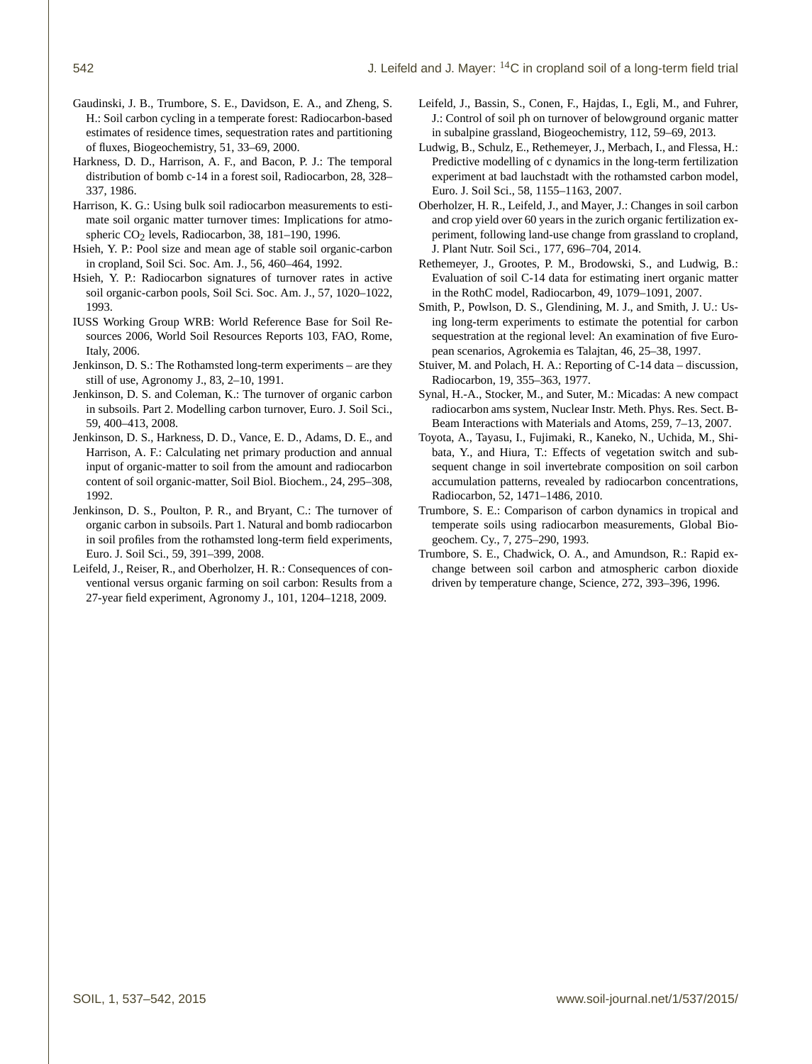Gaudinski, J. B., Trumbore, S. E., Davidson, E. A., and Zheng, S. H.: Soil carbon cycling in a temperate forest: Radiocarbon-based estimates of residence times, sequestration rates and partitioning of fluxes, Biogeochemistry, 51, 33–69, 2000.

Harkness, D. D., Harrison, A. F., and Bacon, P. J.: The temporal distribution of bomb c-14 in a forest soil, Radiocarbon, 28, 328–337, 1986.

Harrison, K. G.: Using bulk soil radiocarbon measurements to estimate soil organic matter turnover times: Implications for atmospheric $CO_2$ levels, Radiocarbon, 38, 181–190, 1996.

Hsieh, Y. P.: Pool size and mean age of stable soil organic-carbon in cropland, Soil Sci. Soc. Am. J., 56, 460–464, 1992.

Hsieh, Y. P.: Radiocarbon signatures of turnover rates in active soil organic-carbon pools, Soil Sci. Soc. Am. J., 57, 1020–1022, 1993.

IUSS Working Group WRB: World Reference Base for Soil Resources 2006, World Soil Resources Reports 103, FAO, Rome, Italy, 2006.

Jenkinson, D. S.: The Rothamsted long-term experiments – are they still of use, Agronomy J., 83, 2–10, 1991.

Jenkinson, D. S. and Coleman, K.: The turnover of organic carbon in subsoils. Part 2. Modelling carbon turnover, Euro. J. Soil Sci., 59, 400–413, 2008.

Jenkinson, D. S., Harkness, D. D., Vance, E. D., Adams, D. E., and Harrison, A. F.: Calculating net primary production and annual input of organic-matter to soil from the amount and radiocarbon content of soil organic-matter, Soil Biol. Biochem., 24, 295–308, 1992.

Jenkinson, D. S., Poulton, P. R., and Bryant, C.: The turnover of organic carbon in subsoils. Part 1. Natural and bomb radiocarbon in soil profiles from the rothamsted long-term field experiments, Euro. J. Soil Sci., 59, 391–399, 2008.

Leifeld, J., Reiser, R., and Oberholzer, H. R.: Consequences of conventional versus organic farming on soil carbon: Results from a 27-year field experiment, Agronomy J., 101, 1204–1218, 2009.

Leifeld, J., Bassin, S., Conen, F., Hajdas, I., Egli, M., and Fuhrer, J.: Control of soil ph on turnover of belowground organic matter in subalpine grassland, Biogeochemistry, 112, 59–69, 2013.

Ludwig, B., Schulz, E., Rethemeyer, J., Merbach, I., and Flessa, H.: Predictive modelling of c dynamics in the long-term fertilization experiment at bad lauchstadt with the rothamsted carbon model, Euro. J. Soil Sci., 58, 1155–1163, 2007.

Oberholzer, H. R., Leifeld, J., and Mayer, J.: Changes in soil carbon and crop yield over 60 years in the zurich organic fertilization experiment, following land-use change from grassland to cropland, J. Plant Nutr. Soil Sci., 177, 696–704, 2014.

Rethemeyer, J., Grootes, P. M., Brodowski, S., and Ludwig, B.: Evaluation of soil C-14 data for estimating inert organic matter in the RothC model, Radiocarbon, 49, 1079–1091, 2007.

Smith, P., Powlson, D. S., Glendining, M. J., and Smith, J. U.: Using long-term experiments to estimate the potential for carbon sequestration at the regional level: An examination of five European scenarios, Agrokemia es Talajtan, 46, 25–38, 1997.

Stuiver, M. and Polach, H. A.: Reporting of C-14 data – discussion, Radiocarbon, 19, 355–363, 1977.

Synal, H.-A., Stocker, M., and Suter, M.: Micadas: A new compact radiocarbon ams system, Nuclear Instr. Meth. Phys. Res. Sect. B-Beam Interactions with Materials and Atoms, 259, 7–13, 2007.

Toyota, A., Tayasu, I., Fujimaki, R., Kaneko, N., Uchida, M., Shibata, Y., and Hiura, T.: Effects of vegetation switch and subsequent change in soil invertebrate composition on soil carbon accumulation patterns, revealed by radiocarbon concentrations, Radiocarbon, 52, 1471–1486, 2010.

Trumbore, S. E.: Comparison of carbon dynamics in tropical and temperate soils using radiocarbon measurements, Global Biogeochem. Cy., 7, 275–290, 1993.

Trumbore, S. E., Chadwick, O. A., and Amundson, R.: Rapid exchange between soil carbon and atmospheric carbon dioxide driven by temperature change, Science, 272, 393–396, 1996.